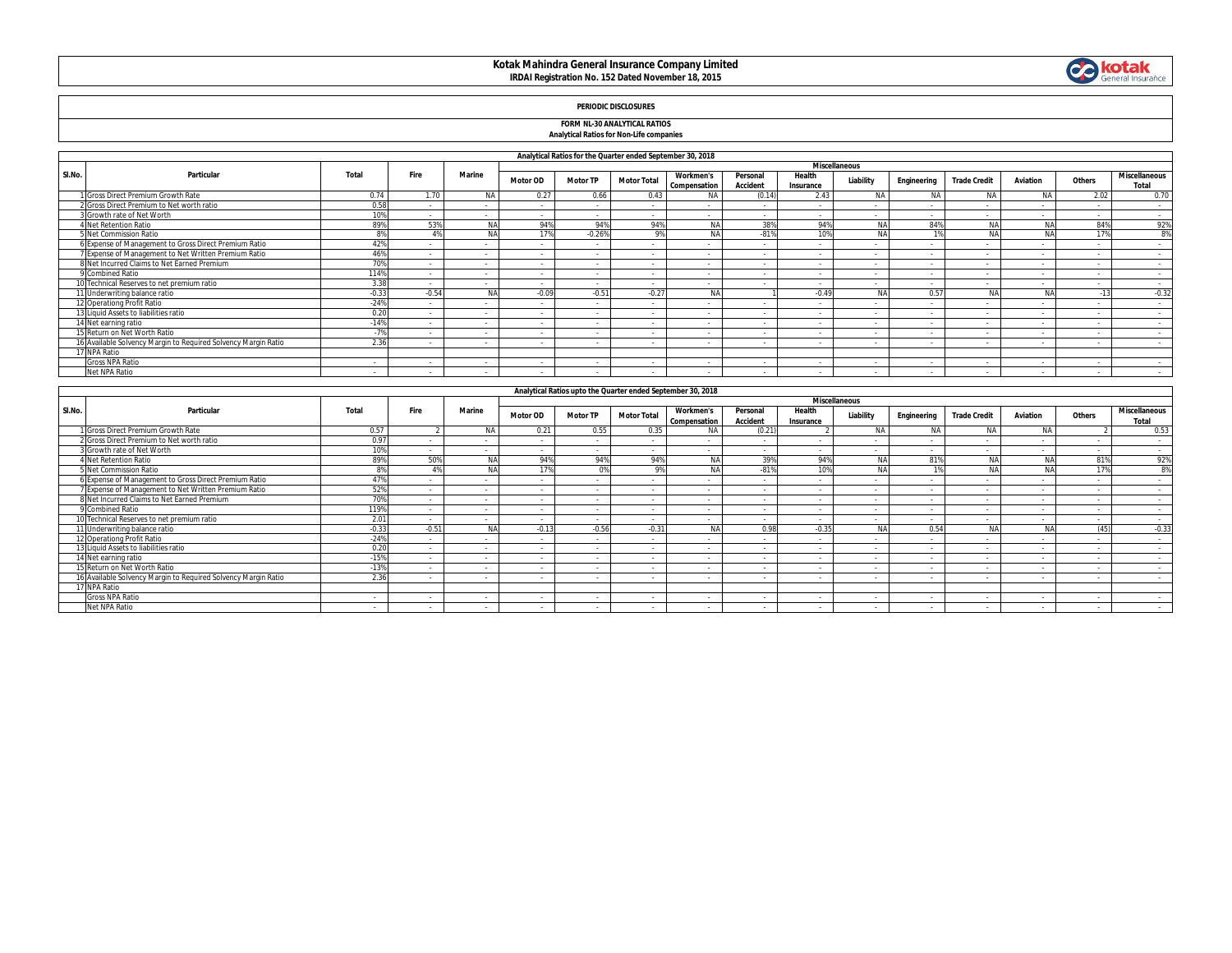# Kotak Mahindra General Insurance Company Limited

**IRDAI Registration No. 152 Dated November 18, 2015**

## PERIODIC DISCLOSURES

### FORM NL-30 ANALYTICAL RATIOS

**Analytical Ratios for Non-Life companies**

| Analytical Ratios for the Quarter ended September 30, 2018 | | | | | | | | | | | | | | | | |
|---|---|---|---|---|---|---|---|---|---|---|---|---|---|---|---|---|
| Sl.No. | Particular | Total | Fire | Marine | Miscellaneous | | | | | | | | | | | |
| | | | | | Motor OD | Motor TP | Motor Total | Workmen's Compensation | Personal Accident | Health Insurance | Liability | Engineering | Trade Credit | Aviation | Others | Miscellaneous Total |
| 1 | Gross Direct Premium Growth Rate | 0.74 | 1.70 | NA | 0.27 | 0.66 | 0.43 | NA | (0.14) | 2.43 | NA | NA | NA | NA | 2.02 | 0.70 |
| 2 | Gross Direct Premium to Net worth ratio | 0.58 | - | - | - | - | - | - | - | - | - | - | - | - | - | - |
| 3 | Growth rate of Net Worth | 10% | - | - | - | - | - | - | - | - | - | - | - | - | - | - |
| 4 | Net Retention Ratio | 89% | 53% | NA | 94% | 94% | 94% | NA | 38% | 94% | NA | 84% | NA | NA | 84% | 92% |
| 5 | Net Commission Ratio | 8% | 4% | NA | 17% | -0.26% | 9% | NA | -81% | 10% | NA | 1% | NA | NA | 17% | 8% |
| 6 | Expense of Management to Gross Direct Premium Ratio | 42% | - | - | - | - | - | - | - | - | - | - | - | - | - | - |
| 7 | Expense of Management to Net Written Premium Ratio | 46% | - | - | - | - | - | - | - | - | - | - | - | - | - | - |
| 8 | Net Incurred Claims to Net Earned Premium | 70% | - | - | - | - | - | - | - | - | - | - | - | - | - | - |
| 9 | Combined Ratio | 114% | - | - | - | - | - | - | - | - | - | - | - | - | - | - |
| 10 | Technical Reserves to net premium ratio | 3.38 | - | - | - | - | - | - | - | - | - | - | - | - | - | - |
| 11 | Underwriting balance ratio | -0.33 | -0.54 | NA | -0.09 | -0.51 | -0.27 | NA | 1 | -0.49 | NA | 0.57 | NA | NA | -13 | -0.32 |
| 12 | Operationg Profit Ratio | -24% | - | - | - | - | - | - | - | - | - | - | - | - | - | - |
| 13 | Liquid Assets to liabilities ratio | 0.20 | - | - | - | - | - | - | - | - | - | - | - | - | - | - |
| 14 | Net earning ratio | -14% | - | - | - | - | - | - | - | - | - | - | - | - | - | - |
| 15 | Return on Net Worth Ratio | -7% | - | - | - | - | - | - | - | - | - | - | - | - | - | - |
| 16 | Available Solvency Margin to Required Solvency Margin Ratio | 2.36 | - | - | - | - | - | - | - | - | - | - | - | - | - | - |
| 17 | NPA Ratio | | | | | | | | | | | | | | | |
| | Gross NPA Ratio | - | - | - | - | - | - | - | - | - | - | - | - | - | - | - |
| | Net NPA Ratio | - | - | - | - | - | - | - | - | - | - | - | - | - | - | - |

| Analytical Ratios upto the Quarter ended September 30, 2018 | | | | | | | | | | | | | | | | |
|---|---|---|---|---|---|---|---|---|---|---|---|---|---|---|---|---|
| Sl.No. | Particular | Total | Fire | Marine | Miscellaneous | | | | | | | | | | | |
| | | | | | Motor OD | Motor TP | Motor Total | Workmen's Compensation | Personal Accident | Health Insurance | Liability | Engineering | Trade Credit | Aviation | Others | Miscellaneous Total |
| 1 | Gross Direct Premium Growth Rate | 0.57 | 2 | NA | 0.21 | 0.55 | 0.35 | NA | (0.21) | 2 | NA | NA | NA | NA | 2 | 0.53 |
| 2 | Gross Direct Premium to Net worth ratio | 0.97 | - | - | - | - | - | - | - | - | - | - | - | - | - | - |
| 3 | Growth rate of Net Worth | 10% | - | - | - | - | - | - | - | - | - | - | - | - | - | - |
| 4 | Net Retention Ratio | 89% | 50% | NA | 94% | 94% | 94% | NA | 39% | 94% | NA | 81% | NA | NA | 81% | 92% |
| 5 | Net Commission Ratio | 8% | 4% | NA | 17% | 0% | 9% | NA | -81% | 10% | NA | 1% | NA | NA | 17% | 8% |
| 6 | Expense of Management to Gross Direct Premium Ratio | 47% | - | - | - | - | - | - | - | - | - | - | - | - | - | - |
| 7 | Expense of Management to Net Written Premium Ratio | 52% | - | - | - | - | - | - | - | - | - | - | - | - | - | - |
| 8 | Net Incurred Claims to Net Earned Premium | 70% | - | - | - | - | - | - | - | - | - | - | - | - | - | - |
| 9 | Combined Ratio | 119% | - | - | - | - | - | - | - | - | - | - | - | - | - | - |
| 10 | Technical Reserves to net premium ratio | 2.01 | - | - | - | - | - | - | - | - | - | - | - | - | - | - |
| 11 | Underwriting balance ratio | -0.33 | -0.51 | NA | -0.13 | -0.56 | -0.31 | NA | 0.98 | -0.35 | NA | 0.54 | NA | NA | (45) | -0.33 |
| 12 | Operationg Profit Ratio | -24% | - | - | - | - | - | - | - | - | - | - | - | - | - | - |
| 13 | Liquid Assets to liabilities ratio | 0.20 | - | - | - | - | - | - | - | - | - | - | - | - | - | - |
| 14 | Net earning ratio | -15% | - | - | - | - | - | - | - | - | - | - | - | - | - | - |
| 15 | Return on Net Worth Ratio | -13% | - | - | - | - | - | - | - | - | - | - | - | - | - | - |
| 16 | Available Solvency Margin to Required Solvency Margin Ratio | 2.36 | - | - | - | - | - | - | - | - | - | - | - | - | - | - |
| 17 | NPA Ratio | | | | | | | | | | | | | | | |
| | Gross NPA Ratio | - | - | - | - | - | - | - | - | - | - | - | - | - | - | - |
| | Net NPA Ratio | - | - | - | - | - | - | - | - | - | - | - | - | - | - | - |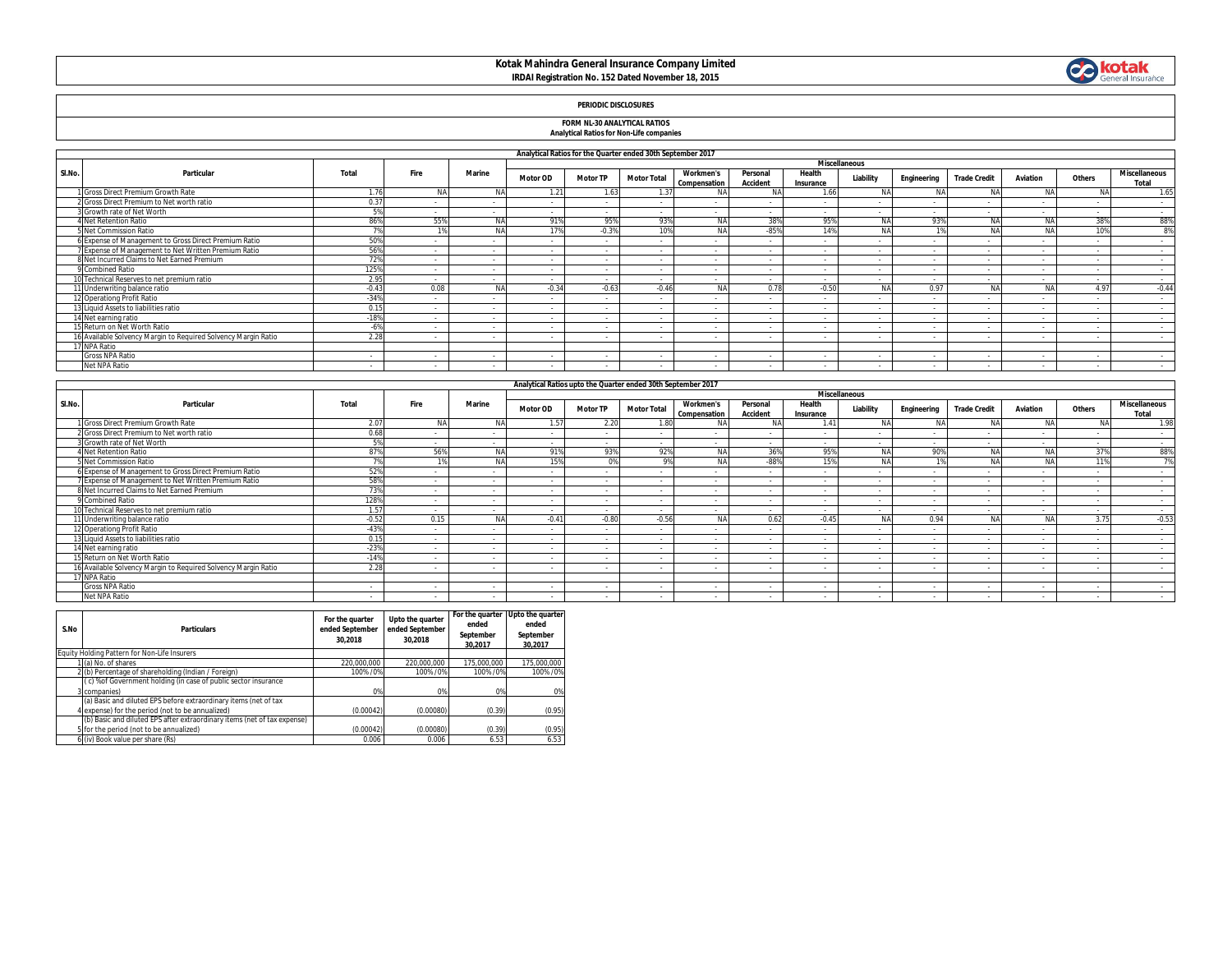# Kotak Mahindra General Insurance Company Limited

**IRDAI Registration No. 152 Dated November 18, 2015**

**PERIODIC DISCLOSURES**

**FORM NL-30 ANALYTICAL RATIOS**

**Analytical Ratios for Non-Life companies**

**Analytical Ratios for the Quarter ended 30th September 2017**

| Sl.No. | Particular | Total | Fire | Marine | Motor OD | Motor TP | Motor Total | Workmen's Compensation | Personal Accident | Health Insurance | Liability | Engineering | Trade Credit | Aviation | Others | Miscellaneous Total |
|---|---|---|---|---|---|---|---|---|---|---|---|---|---|---|---|---|
| | | | | | Miscellaneous | | | | | | | | | | | |
| 1 | Gross Direct Premium Growth Rate | 1.76 | NA | NA | 1.21 | 1.63 | 1.37 | NA | NA | 1.66 | NA | NA | NA | NA | NA | 1.65 |
| 2 | Gross Direct Premium to Net worth ratio | 0.37 | - | - | - | - | - | - | - | - | - | - | - | - | - | - |
| 3 | Growth rate of Net Worth | 5% | - | - | - | - | - | - | - | - | - | - | - | - | - | - |
| 4 | Net Retention Ratio | 86% | 55% | NA | 91% | 95% | 93% | NA | 38% | 95% | NA | 93% | NA | NA | 38% | 88% |
| 5 | Net Commission Ratio | 7% | 1% | NA | 17% | -0.3% | 10% | NA | -85% | 14% | NA | 1% | NA | NA | 10% | 8% |
| 6 | Expense of Management to Gross Direct Premium Ratio | 50% | - | - | - | - | - | - | - | - | - | - | - | - | - | - |
| 7 | Expense of Management to Net Written Premium Ratio | 56% | - | - | - | - | - | - | - | - | - | - | - | - | - | - |
| 8 | Net Incurred Claims to Net Earned Premium | 72% | - | - | - | - | - | - | - | - | - | - | - | - | - | - |
| 9 | Combined Ratio | 125% | - | - | - | - | - | - | - | - | - | - | - | - | - | - |
| 10 | Technical Reserves to net premium ratio | 2.95 | - | - | - | - | - | - | - | - | - | - | - | - | - | - |
| 11 | Underwriting balance ratio | -0.43 | 0.08 | NA | -0.34 | -0.63 | -0.46 | NA | 0.78 | -0.50 | NA | 0.97 | NA | NA | 4.97 | -0.44 |
| 12 | Operationg Profit Ratio | -34% | - | - | - | - | - | - | - | - | - | - | - | - | - | - |
| 13 | Liquid Assets to liabilities ratio | 0.15 | - | - | - | - | - | - | - | - | - | - | - | - | - | - |
| 14 | Net earning ratio | -18% | - | - | - | - | - | - | - | - | - | - | - | - | - | - |
| 15 | Return on Net Worth Ratio | -6% | - | - | - | - | - | - | - | - | - | - | - | - | - | - |
| 16 | Available Solvency Margin to Required Solvency Margin Ratio | 2.28 | - | - | - | - | - | - | - | - | - | - | - | - | - | - |
| 17 | NPA Ratio | | | | | | | | | | | | | | | |
| | Gross NPA Ratio | - | - | - | - | - | - | - | - | - | - | - | - | - | - | - |
| | Net NPA Ratio | - | - | - | - | - | - | - | - | - | - | - | - | - | - | - |

**Analytical Ratios upto the Quarter ended 30th September 2017**

| Sl.No. | Particular | Total | Fire | Marine | Motor OD | Motor TP | Motor Total | Workmen's Compensation | Personal Accident | Health Insurance | Liability | Engineering | Trade Credit | Aviation | Others | Miscellaneous Total |
|---|---|---|---|---|---|---|---|---|---|---|---|---|---|---|---|---|
| | | | | | Miscellaneous | | | | | | | | | | | |
| 1 | Gross Direct Premium Growth Rate | 2.07 | NA | NA | 1.57 | 2.20 | 1.80 | NA | NA | 1.41 | NA | NA | NA | NA | NA | 1.98 |
| 2 | Gross Direct Premium to Net worth ratio | 0.68 | - | - | - | - | - | - | - | - | - | - | - | - | - | - |
| 3 | Growth rate of Net Worth | 5% | - | - | - | - | - | - | - | - | - | - | - | - | - | - |
| 4 | Net Retention Ratio | 87% | 56% | NA | 91% | 93% | 92% | NA | 36% | 95% | NA | 90% | NA | NA | 37% | 88% |
| 5 | Net Commission Ratio | 7% | 1% | NA | 15% | 0% | 9% | NA | -88% | 15% | NA | 1% | NA | NA | 11% | 7% |
| 6 | Expense of Management to Gross Direct Premium Ratio | 52% | - | - | - | - | - | - | - | - | - | - | - | - | - | - |
| 7 | Expense of Management to Net Written Premium Ratio | 58% | - | - | - | - | - | - | - | - | - | - | - | - | - | - |
| 8 | Net Incurred Claims to Net Earned Premium | 73% | - | - | - | - | - | - | - | - | - | - | - | - | - | - |
| 9 | Combined Ratio | 128% | - | - | - | - | - | - | - | - | - | - | - | - | - | - |
| 10 | Technical Reserves to net premium ratio | 1.57 | - | - | - | - | - | - | - | - | - | - | - | - | - | - |
| 11 | Underwriting balance ratio | -0.52 | 0.15 | NA | -0.41 | -0.80 | -0.56 | NA | 0.62 | -0.45 | NA | 0.94 | NA | NA | 3.75 | -0.53 |
| 12 | Operationg Profit Ratio | -43% | - | - | - | - | - | - | - | - | - | - | - | - | - | - |
| 13 | Liquid Assets to liabilities ratio | 0.15 | - | - | - | - | - | - | - | - | - | - | - | - | - | - |
| 14 | Net earning ratio | -23% | - | - | - | - | - | - | - | - | - | - | - | - | - | - |
| 15 | Return on Net Worth Ratio | -14% | - | - | - | - | - | - | - | - | - | - | - | - | - | - |
| 16 | Available Solvency Margin to Required Solvency Margin Ratio | 2.28 | - | - | - | - | - | - | - | - | - | - | - | - | - | - |
| 17 | NPA Ratio | | | | | | | | | | | | | | | |
| | Gross NPA Ratio | - | - | - | - | - | - | - | - | - | - | - | - | - | - | - |
| | Net NPA Ratio | - | - | - | - | - | - | - | - | - | - | - | - | - | - | - |

| S.No | Particulars | For the quarter ended September 30,2018 | Upto the quarter ended September 30,2018 | For the quarter ended September 30,2017 | Upto the quarter ended September 30,2017 |
|---|---|---|---|---|---|
| | Equity Holding Pattern for Non-Life Insurers | | | | |
| 1 | (a) No. of shares | 220,000,000 | 220,000,000 | 175,000,000 | 175,000,000 |
| 2 | (b) Percentage of shareholding (Indian / Foreign) | 100% /0% | 100% /0% | 100% /0% | 100% /0% |
| 3 | ( c) %of Government holding (in case of public sector insurance companies) | 0% | 0% | 0% | 0% |
| 4 | (a) Basic and diluted EPS before extraordinary items (net of tax expense) for the period (not to be annualized) | (0.00042) | (0.00080) | (0.39) | (0.95) |
| 5 | (b) Basic and diluted EPS after extraordinary items (net of tax expense) for the period (not to be annualized) | (0.00042) | (0.00080) | (0.39) | (0.95) |
| 6 | (iv) Book value per share (Rs) | 0.006 | 0.006 | 6.53 | 6.53 |